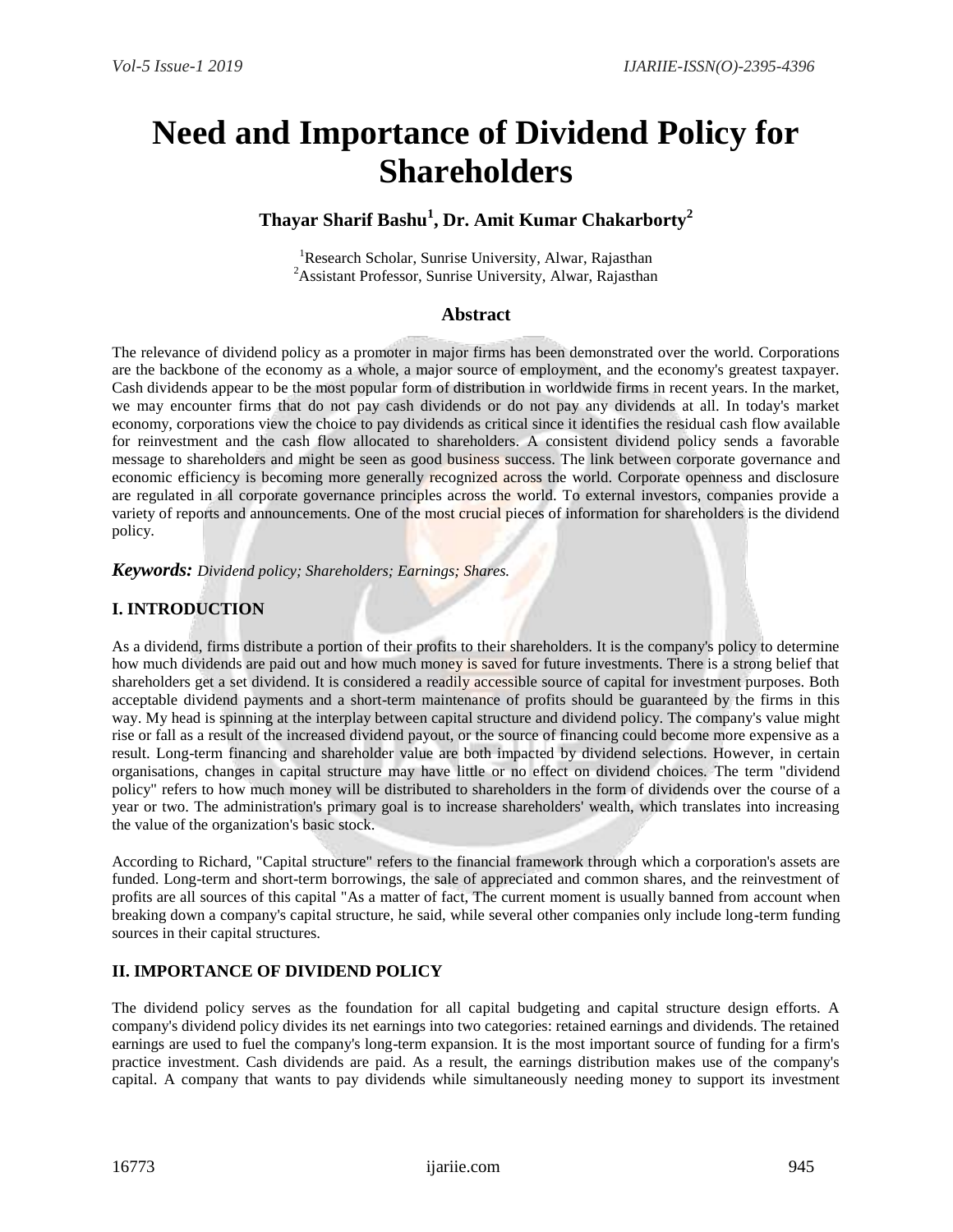# Need and Importance of Dividend Policy for Shareholders

**Thayar Sharif Bashu[1], Dr. Amit Kumar Chakarborty[2]**

[1]Research Scholar, Sunrise University, Alwar, Rajasthan
[2]Assistant Professor, Sunrise University, Alwar, Rajasthan

## Abstract

The relevance of dividend policy as a promoter in major firms has been demonstrated over the world. Corporations are the backbone of the economy as a whole, a major source of employment, and the economy's greatest taxpayer. Cash dividends appear to be the most popular form of distribution in worldwide firms in recent years. In the market, we may encounter firms that do not pay cash dividends or do not pay any dividends at all. In today's market economy, corporations view the choice to pay dividends as critical since it identifies the residual cash flow available for reinvestment and the cash flow allocated to shareholders. A consistent dividend policy sends a favorable message to shareholders and might be seen as good business success. The link between corporate governance and economic efficiency is becoming more generally recognized across the world. Corporate openness and disclosure are regulated in all corporate governance principles across the world. To external investors, companies provide a variety of reports and announcements. One of the most crucial pieces of information for shareholders is the dividend policy.

***Keywords:*** *Dividend policy; Shareholders; Earnings; Shares.*

## I. INTRODUCTION

As a dividend, firms distribute a portion of their profits to their shareholders. It is the company's policy to determine how much dividends are paid out and how much money is saved for future investments. There is a strong belief that shareholders get a set dividend. It is considered a readily accessible source of capital for investment purposes. Both acceptable dividend payments and a short-term maintenance of profits should be guaranteed by the firms in this way. My head is spinning at the interplay between capital structure and dividend policy. The company's value might rise or fall as a result of the increased dividend payout, or the source of financing could become more expensive as a result. Long-term financing and shareholder value are both impacted by dividend selections. However, in certain organisations, changes in capital structure may have little or no effect on dividend choices. The term "dividend policy" refers to how much money will be distributed to shareholders in the form of dividends over the course of a year or two. The administration's primary goal is to increase shareholders' wealth, which translates into increasing the value of the organization's basic stock.

According to Richard, "Capital structure" refers to the financial framework through which a corporation's assets are funded. Long-term and short-term borrowings, the sale of appreciated and common shares, and the reinvestment of profits are all sources of this capital "As a matter of fact, The current moment is usually banned from account when breaking down a company's capital structure, he said, while several other companies only include long-term funding sources in their capital structures.

## II. IMPORTANCE OF DIVIDEND POLICY

The dividend policy serves as the foundation for all capital budgeting and capital structure design efforts. A company's dividend policy divides its net earnings into two categories: retained earnings and dividends. The retained earnings are used to fuel the company's long-term expansion. It is the most important source of funding for a firm's practice investment. Cash dividends are paid. As a result, the earnings distribution makes use of the company's capital. A company that wants to pay dividends while simultaneously needing money to support its investment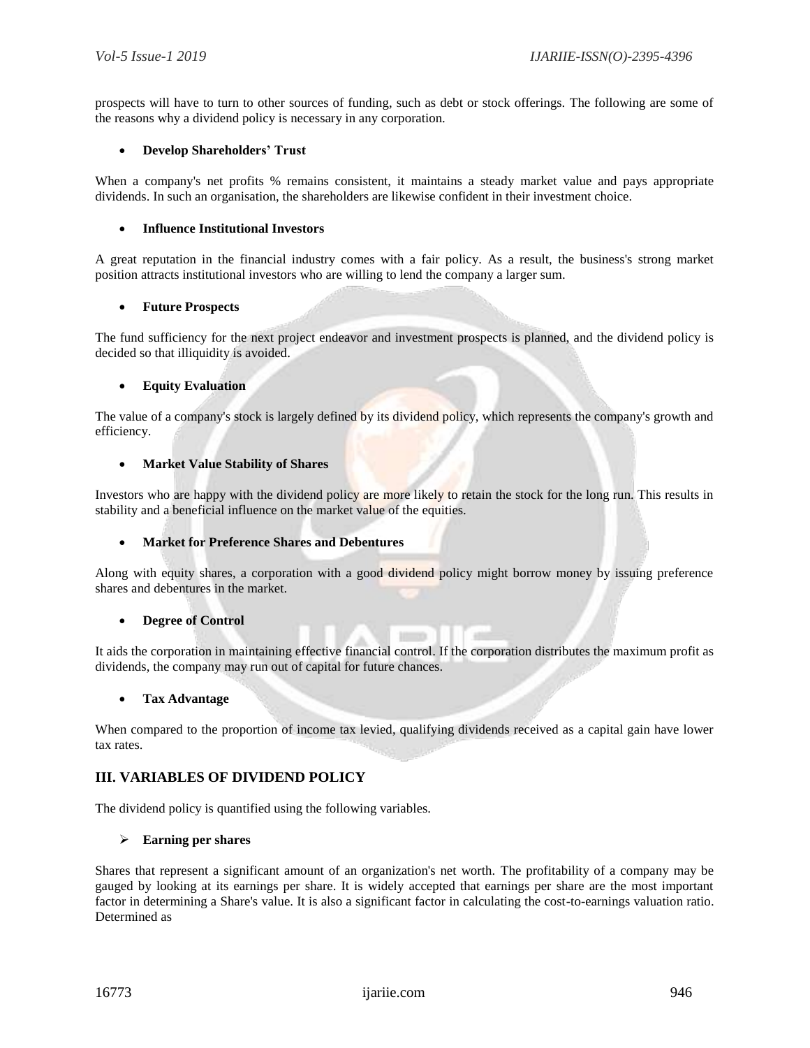prospects will have to turn to other sources of funding, such as debt or stock offerings. The following are some of the reasons why a dividend policy is necessary in any corporation.

- **Develop Shareholders' Trust**

When a company's net profits % remains consistent, it maintains a steady market value and pays appropriate dividends. In such an organisation, the shareholders are likewise confident in their investment choice.

- **Influence Institutional Investors**

A great reputation in the financial industry comes with a fair policy. As a result, the business's strong market position attracts institutional investors who are willing to lend the company a larger sum.

- **Future Prospects**

The fund sufficiency for the next project endeavor and investment prospects is planned, and the dividend policy is decided so that illiquidity is avoided.

- **Equity Evaluation**

The value of a company's stock is largely defined by its dividend policy, which represents the company's growth and efficiency.

- **Market Value Stability of Shares**

Investors who are happy with the dividend policy are more likely to retain the stock for the long run. This results in stability and a beneficial influence on the market value of the equities.

- **Market for Preference Shares and Debentures**

Along with equity shares, a corporation with a good dividend policy might borrow money by issuing preference shares and debentures in the market.

- **Degree of Control**

It aids the corporation in maintaining effective financial control. If the corporation distributes the maximum profit as dividends, the company may run out of capital for future chances.

- **Tax Advantage**

When compared to the proportion of income tax levied, qualifying dividends received as a capital gain have lower tax rates.

## III. VARIABLES OF DIVIDEND POLICY

The dividend policy is quantified using the following variables.

- **Earning per shares**

Shares that represent a significant amount of an organization's net worth. The profitability of a company may be gauged by looking at its earnings per share. It is widely accepted that earnings per share are the most important factor in determining a Share's value. It is also a significant factor in calculating the cost-to-earnings valuation ratio. Determined as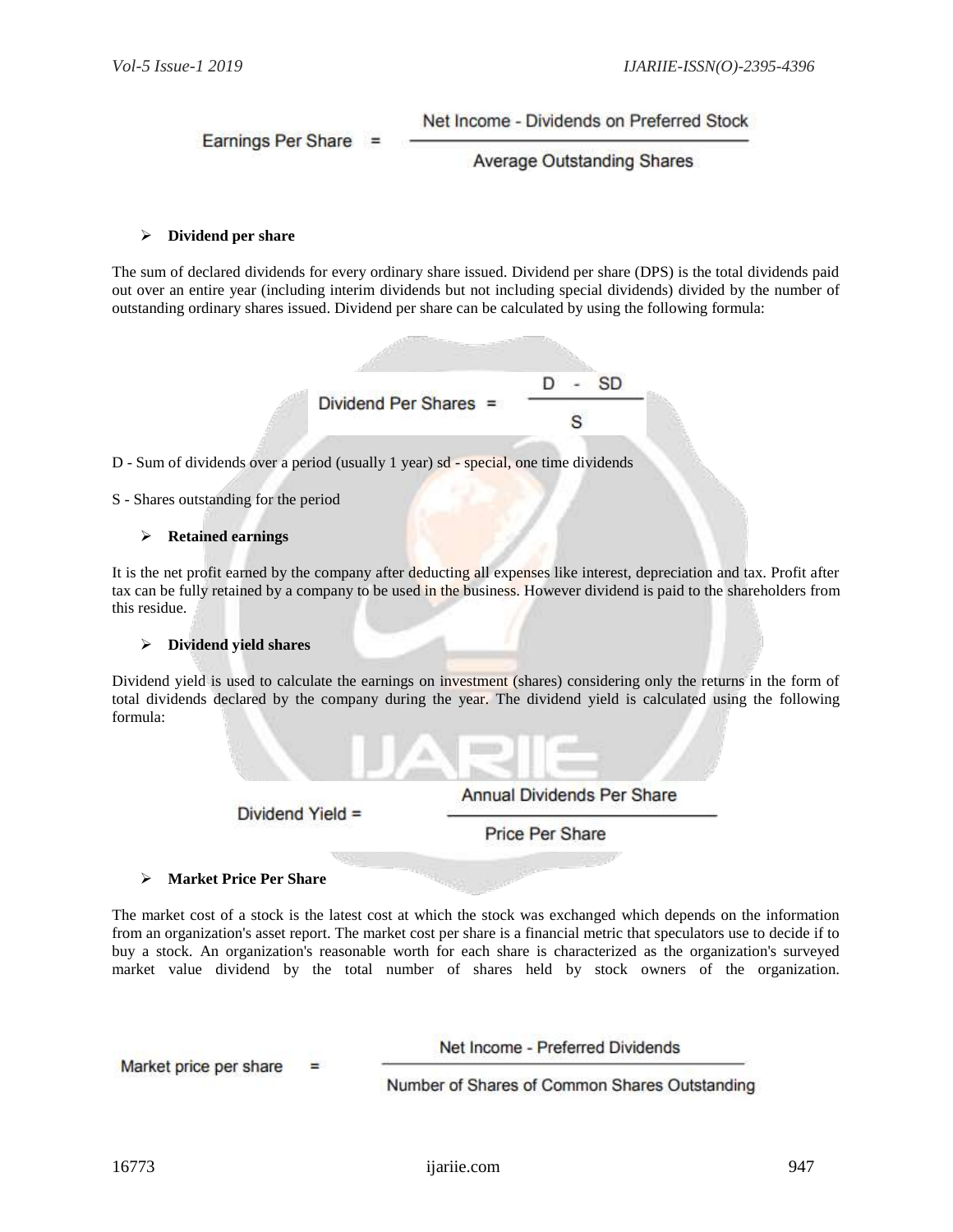$$\text{Earnings Per Share} = \frac{\text{Net Income - Dividends on Preferred Stock}}{\text{Average Outstanding Shares}}$$

- **Dividend per share**

The sum of declared dividends for every ordinary share issued. Dividend per share (DPS) is the total dividends paid out over an entire year (including interim dividends but not including special dividends) divided by the number of outstanding ordinary shares issued. Dividend per share can be calculated by using the following formula:

$$\text{Dividend Per Shares} = \frac{D - SD}{S}$$

D - Sum of dividends over a period (usually 1 year) sd - special, one time dividends

S - Shares outstanding for the period

- **Retained earnings**

It is the net profit earned by the company after deducting all expenses like interest, depreciation and tax. Profit after tax can be fully retained by a company to be used in the business. However dividend is paid to the shareholders from this residue.

- **Dividend yield shares**

Dividend yield is used to calculate the earnings on investment (shares) considering only the returns in the form of total dividends declared by the company during the year. The dividend yield is calculated using the following formula:

$$\text{Dividend Yield} = \frac{\text{Annual Dividends Per Share}}{\text{Price Per Share}}$$

- **Market Price Per Share**

The market cost of a stock is the latest cost at which the stock was exchanged which depends on the information from an organization's asset report. The market cost per share is a financial metric that speculators use to decide if to buy a stock. An organization's reasonable worth for each share is characterized as the organization's surveyed market value dividend by the total number of shares held by stock owners of the organization.

$$\text{Market price per share} = \frac{\text{Net Income - Preferred Dividends}}{\text{Number of Shares of Common Shares Outstanding}}$$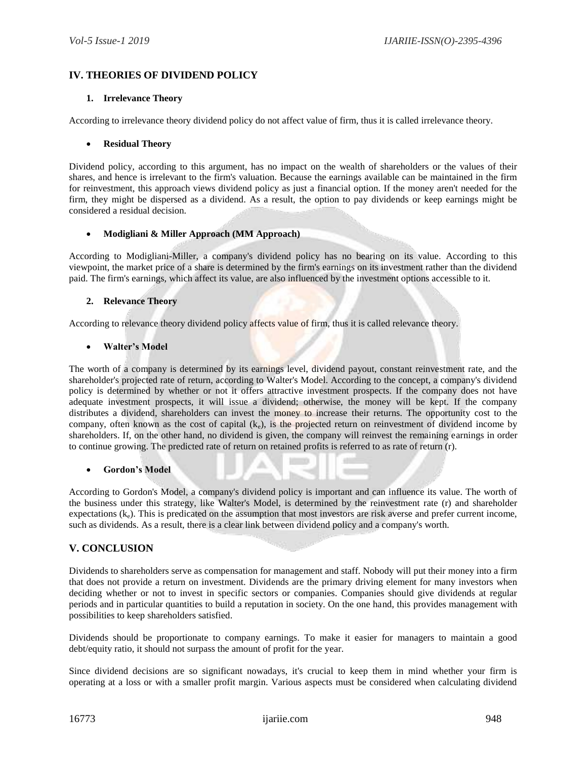## IV. THEORIES OF DIVIDEND POLICY

### 1. Irrelevance Theory

According to irrelevance theory dividend policy do not affect value of firm, thus it is called irrelevance theory.

- **Residual Theory**

Dividend policy, according to this argument, has no impact on the wealth of shareholders or the values of their shares, and hence is irrelevant to the firm's valuation. Because the earnings available can be maintained in the firm for reinvestment, this approach views dividend policy as just a financial option. If the money aren't needed for the firm, they might be dispersed as a dividend. As a result, the option to pay dividends or keep earnings might be considered a residual decision.

- **Modigliani & Miller Approach (MM Approach)**

According to Modigliani-Miller, a company's dividend policy has no bearing on its value. According to this viewpoint, the market price of a share is determined by the firm's earnings on its investment rather than the dividend paid. The firm's earnings, which affect its value, are also influenced by the investment options accessible to it.

### 2. Relevance Theory

According to relevance theory dividend policy affects value of firm, thus it is called relevance theory.

- **Walter's Model**

The worth of a company is determined by its earnings level, dividend payout, constant reinvestment rate, and the shareholder's projected rate of return, according to Walter's Model. According to the concept, a company's dividend policy is determined by whether or not it offers attractive investment prospects. If the company does not have adequate investment prospects, it will issue a dividend; otherwise, the money will be kept. If the company distributes a dividend, shareholders can invest the money to increase their returns. The opportunity cost to the company, often known as the cost of capital ($k_e$), is the projected return on reinvestment of dividend income by shareholders. If, on the other hand, no dividend is given, the company will reinvest the remaining earnings in order to continue growing. The predicted rate of return on retained profits is referred to as rate of return (r).

- **Gordon's Model**

According to Gordon's Model, a company's dividend policy is important and can influence its value. The worth of the business under this strategy, like Walter's Model, is determined by the reinvestment rate (r) and shareholder expectations ($k_e$). This is predicated on the assumption that most investors are risk averse and prefer current income, such as dividends. As a result, there is a clear link between dividend policy and a company's worth.

## V. CONCLUSION

Dividends to shareholders serve as compensation for management and staff. Nobody will put their money into a firm that does not provide a return on investment. Dividends are the primary driving element for many investors when deciding whether or not to invest in specific sectors or companies. Companies should give dividends at regular periods and in particular quantities to build a reputation in society. On the one hand, this provides management with possibilities to keep shareholders satisfied.

Dividends should be proportionate to company earnings. To make it easier for managers to maintain a good debt/equity ratio, it should not surpass the amount of profit for the year.

Since dividend decisions are so significant nowadays, it's crucial to keep them in mind whether your firm is operating at a loss or with a smaller profit margin. Various aspects must be considered when calculating dividend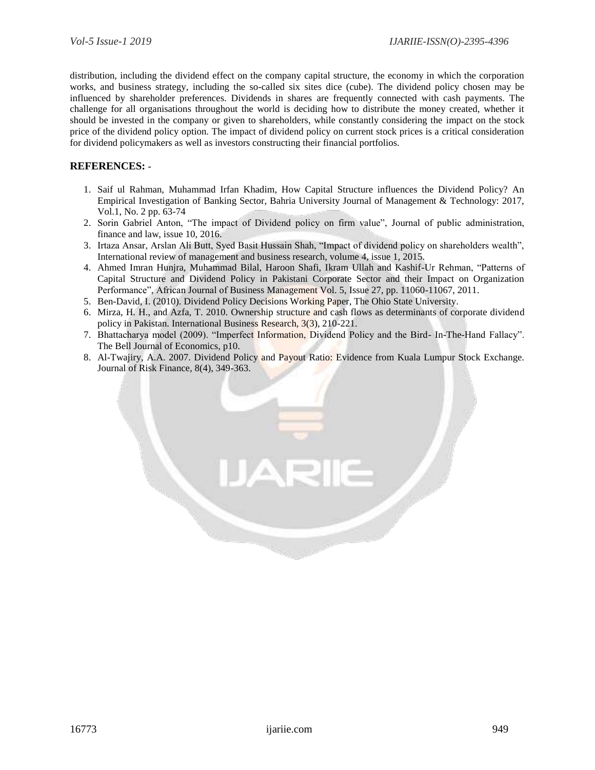distribution, including the dividend effect on the company capital structure, the economy in which the corporation works, and business strategy, including the so-called six sites dice (cube). The dividend policy chosen may be influenced by shareholder preferences. Dividends in shares are frequently connected with cash payments. The challenge for all organisations throughout the world is deciding how to distribute the money created, whether it should be invested in the company or given to shareholders, while constantly considering the impact on the stock price of the dividend policy option. The impact of dividend policy on current stock prices is a critical consideration for dividend policymakers as well as investors constructing their financial portfolios.

## REFERENCES: -

1. Saif ul Rahman, Muhammad Irfan Khadim, How Capital Structure influences the Dividend Policy? An Empirical Investigation of Banking Sector, Bahria University Journal of Management & Technology: 2017, Vol.1, No. 2 pp. 63-74
2. Sorin Gabriel Anton, "The impact of Dividend policy on firm value", Journal of public administration, finance and law, issue 10, 2016.
3. Irtaza Ansar, Arslan Ali Butt, Syed Basit Hussain Shah, "Impact of dividend policy on shareholders wealth", International review of management and business research, volume 4, issue 1, 2015.
4. Ahmed Imran Hunjra, Muhammad Bilal, Haroon Shafi, Ikram Ullah and Kashif-Ur Rehman, "Patterns of Capital Structure and Dividend Policy in Pakistani Corporate Sector and their Impact on Organization Performance", African Journal of Business Management Vol. 5, Issue 27, pp. 11060-11067, 2011.
5. Ben-David, I. (2010). Dividend Policy Decisions Working Paper, The Ohio State University.
6. Mirza, H. H., and Azfa, T. 2010. Ownership structure and cash flows as determinants of corporate dividend policy in Pakistan. International Business Research, 3(3), 210-221.
7. Bhattacharya model (2009). "Imperfect Information, Dividend Policy and the Bird- In-The-Hand Fallacy". The Bell Journal of Economics, p10.
8. Al-Twajiry, A.A. 2007. Dividend Policy and Payout Ratio: Evidence from Kuala Lumpur Stock Exchange. Journal of Risk Finance, 8(4), 349-363.